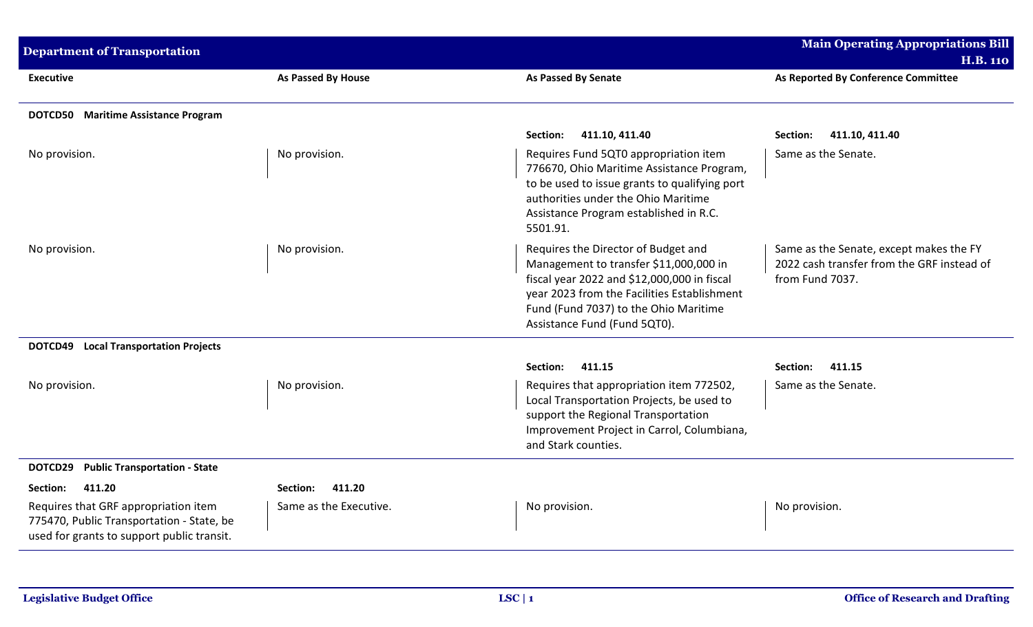## Department of Transportation

**Main Operating Appropriations Bill H.B. 110**

| Executive | As Passed By House | As Passed By Senate | As Reported By Conference Committee |
|---|---|---|---|
| **DOTCD50 Maritime Assistance Program** | | | |
| | | **Section: 411.10, 411.40** | **Section: 411.10, 411.40** |
| No provision. | No provision. | Requires Fund 5QT0 appropriation item 776670, Ohio Maritime Assistance Program, to be used to issue grants to qualifying port authorities under the Ohio Maritime Assistance Program established in R.C. 5501.91. | Same as the Senate. |
| No provision. | No provision. | Requires the Director of Budget and Management to transfer $11,000,000 in fiscal year 2022 and $12,000,000 in fiscal year 2023 from the Facilities Establishment Fund (Fund 7037) to the Ohio Maritime Assistance Fund (Fund 5QT0). | Same as the Senate, except makes the FY 2022 cash transfer from the GRF instead of from Fund 7037. |
| **DOTCD49 Local Transportation Projects** | | | |
| | | **Section: 411.15** | **Section: 411.15** |
| No provision. | No provision. | Requires that appropriation item 772502, Local Transportation Projects, be used to support the Regional Transportation Improvement Project in Carrol, Columbiana, and Stark counties. | Same as the Senate. |
| **DOTCD29 Public Transportation - State** | | | |
| **Section: 411.20** | **Section: 411.20** | | |
| Requires that GRF appropriation item 775470, Public Transportation - State, be used for grants to support public transit. | Same as the Executive. | No provision. | No provision. |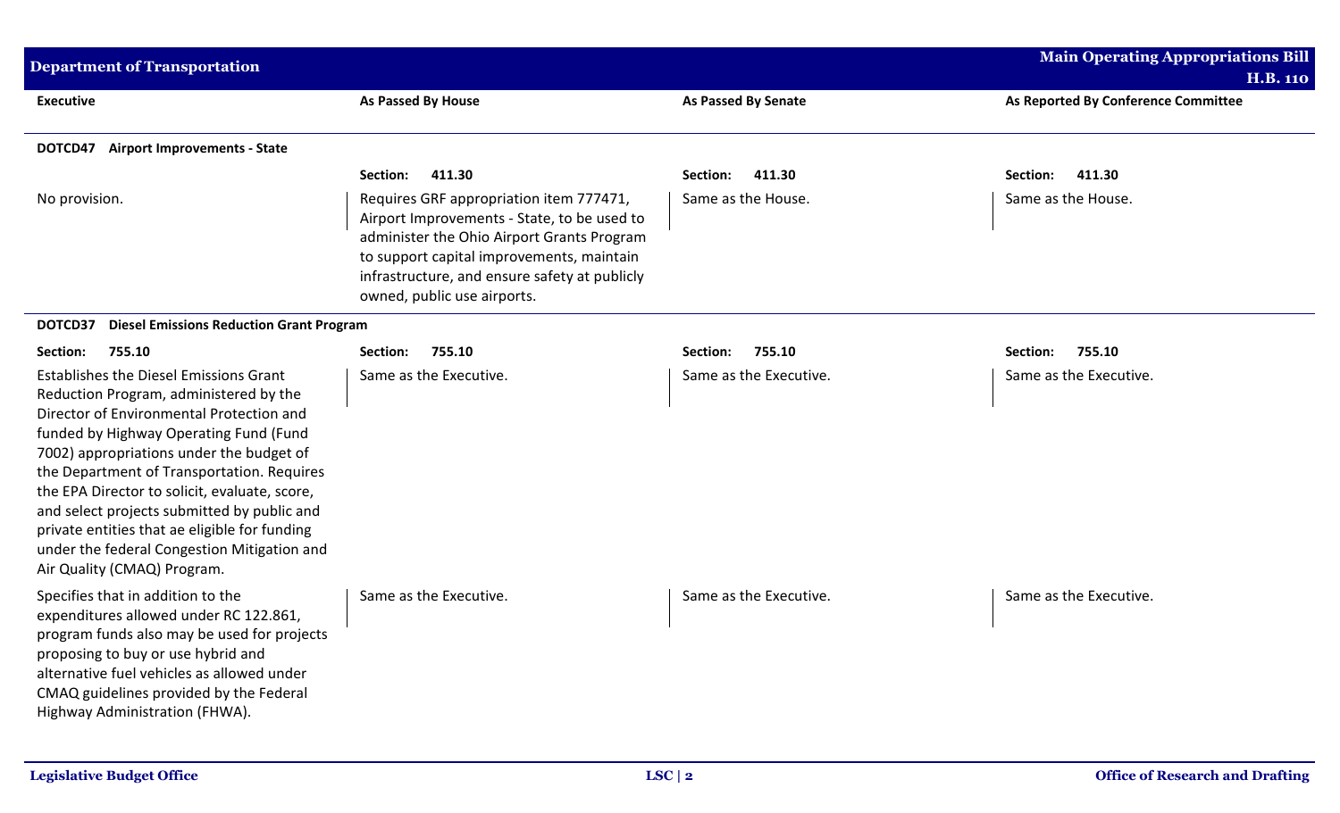| Executive | As Passed By House | As Passed By Senate | As Reported By Conference Committee |
|---|---|---|---|
| **DOTCD47 Airport Improvements - State** | | | |
| | **Section: 411.30** | **Section: 411.30** | **Section: 411.30** |
| No provision. | Requires GRF appropriation item 777471, Airport Improvements - State, to be used to administer the Ohio Airport Grants Program to support capital improvements, maintain infrastructure, and ensure safety at publicly owned, public use airports. | Same as the House. | Same as the House. |
| **DOTCD37 Diesel Emissions Reduction Grant Program** | | | |
| **Section: 755.10** | **Section: 755.10** | **Section: 755.10** | **Section: 755.10** |
| Establishes the Diesel Emissions Grant Reduction Program, administered by the Director of Environmental Protection and funded by Highway Operating Fund (Fund 7002) appropriations under the budget of the Department of Transportation. Requires the EPA Director to solicit, evaluate, score, and select projects submitted by public and private entities that ae eligible for funding under the federal Congestion Mitigation and Air Quality (CMAQ) Program. | Same as the Executive. | Same as the Executive. | Same as the Executive. |
| Specifies that in addition to the expenditures allowed under RC 122.861, program funds also may be used for projects proposing to buy or use hybrid and alternative fuel vehicles as allowed under CMAQ guidelines provided by the Federal Highway Administration (FHWA). | Same as the Executive. | Same as the Executive. | Same as the Executive. |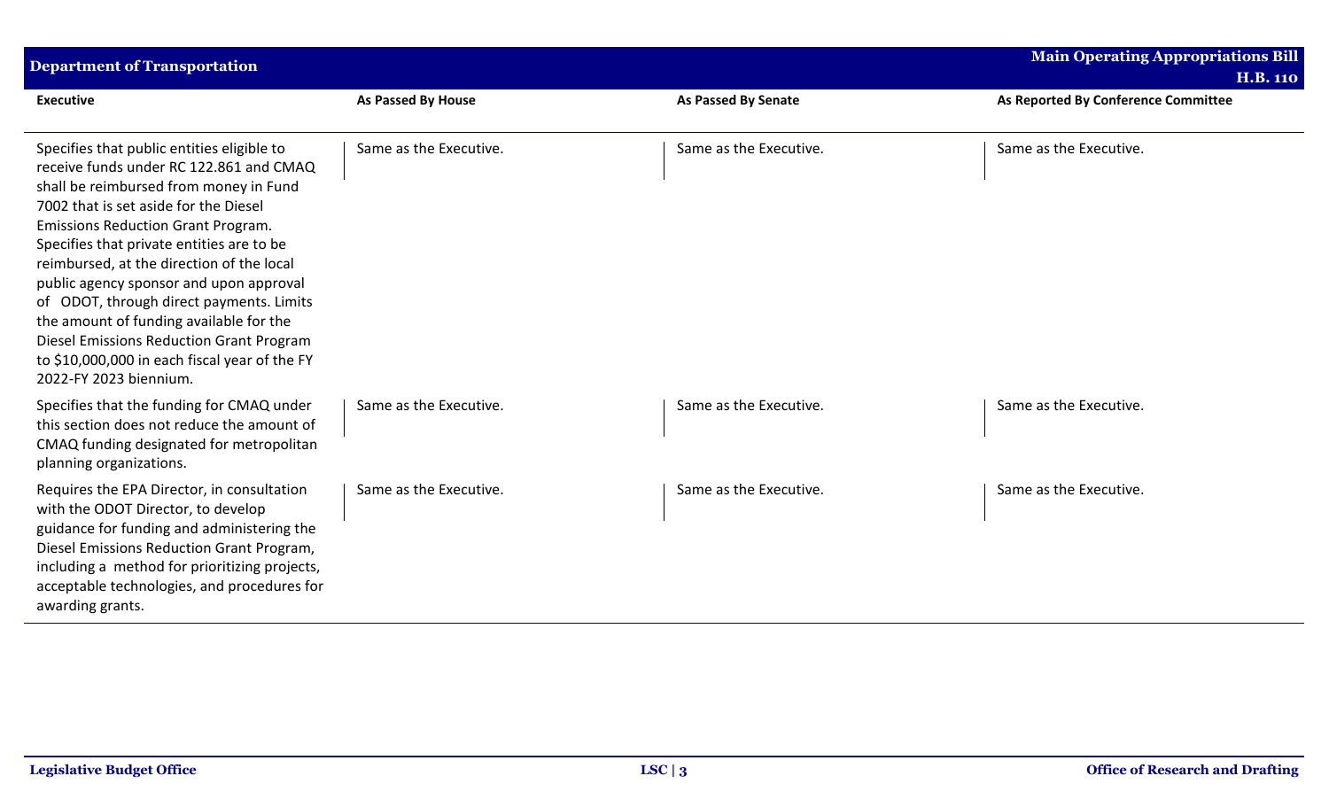| Executive | As Passed By House | As Passed By Senate | As Reported By Conference Committee |
|---|---|---|---|
| Specifies that public entities eligible to receive funds under RC 122.861 and CMAQ shall be reimbursed from money in Fund 7002 that is set aside for the Diesel Emissions Reduction Grant Program. Specifies that private entities are to be reimbursed, at the direction of the local public agency sponsor and upon approval of ODOT, through direct payments. Limits the amount of funding available for the Diesel Emissions Reduction Grant Program to $10,000,000 in each fiscal year of the FY 2022-FY 2023 biennium. | Same as the Executive. | Same as the Executive. | Same as the Executive. |
| Specifies that the funding for CMAQ under this section does not reduce the amount of CMAQ funding designated for metropolitan planning organizations. | Same as the Executive. | Same as the Executive. | Same as the Executive. |
| Requires the EPA Director, in consultation with the ODOT Director, to develop guidance for funding and administering the Diesel Emissions Reduction Grant Program, including a method for prioritizing projects, acceptable technologies, and procedures for awarding grants. | Same as the Executive. | Same as the Executive. | Same as the Executive. |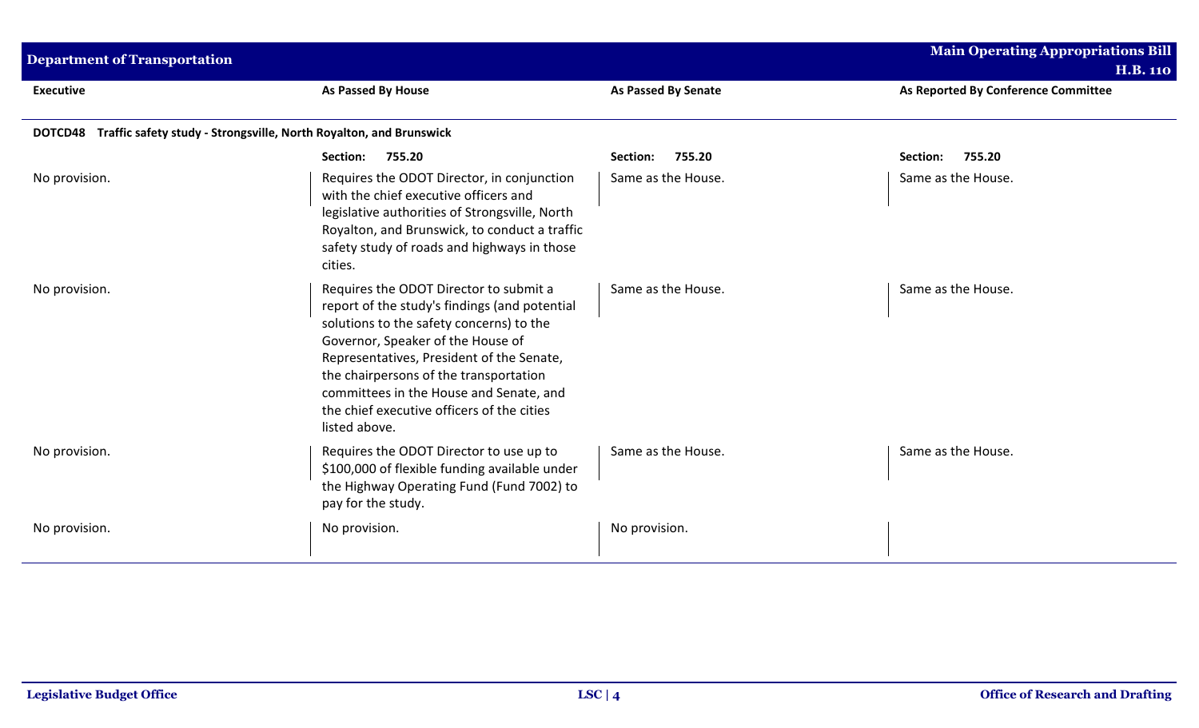| Executive | As Passed By House | As Passed By Senate | As Reported By Conference Committee |
|---|---|---|---|
| **DOTCD48 Traffic safety study - Strongsville, North Royalton, and Brunswick** | | | |
| | **Section: 755.20** | **Section: 755.20** | **Section: 755.20** |
| No provision. | Requires the ODOT Director, in conjunction with the chief executive officers and legislative authorities of Strongsville, North Royalton, and Brunswick, to conduct a traffic safety study of roads and highways in those cities. | Same as the House. | Same as the House. |
| No provision. | Requires the ODOT Director to submit a report of the study's findings (and potential solutions to the safety concerns) to the Governor, Speaker of the House of Representatives, President of the Senate, the chairpersons of the transportation committees in the House and Senate, and the chief executive officers of the cities listed above. | Same as the House. | Same as the House. |
| No provision. | Requires the ODOT Director to use up to $100,000 of flexible funding available under the Highway Operating Fund (Fund 7002) to pay for the study. | Same as the House. | Same as the House. |
| No provision. | No provision. | No provision. | |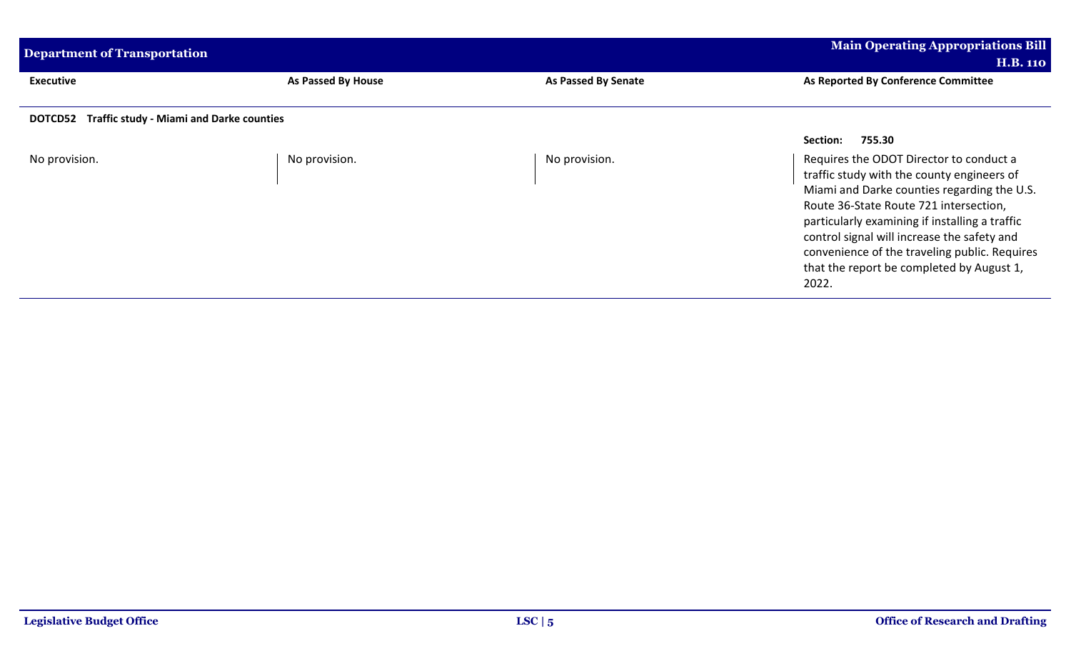| Executive | As Passed By House | As Passed By Senate | As Reported By Conference Committee |
|---|---|---|---|
| **DOTCD52 Traffic study - Miami and Darke counties** | | | |
| | | | **Section: 755.30** |
| No provision. | No provision. | No provision. | Requires the ODOT Director to conduct a traffic study with the county engineers of Miami and Darke counties regarding the U.S. Route 36-State Route 721 intersection, particularly examining if installing a traffic control signal will increase the safety and convenience of the traveling public. Requires that the report be completed by August 1, 2022. |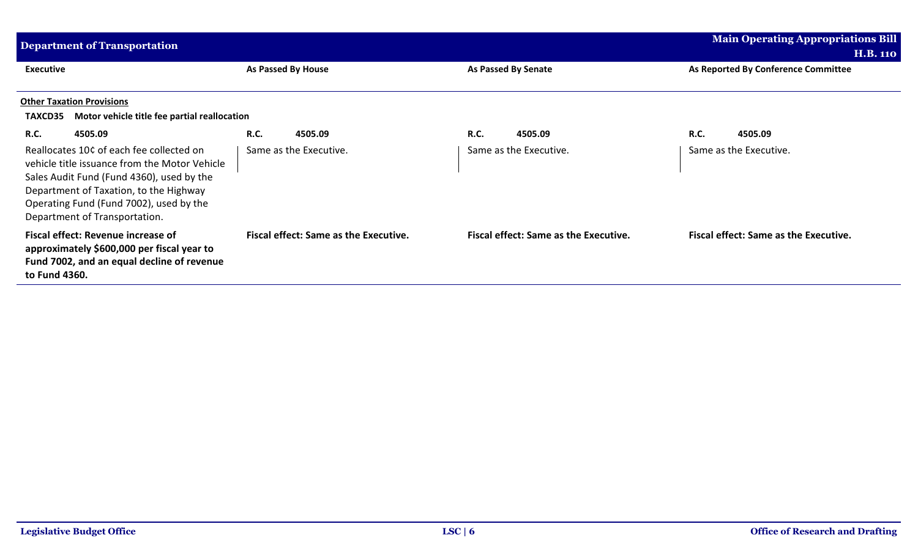| Executive | As Passed By House | As Passed By Senate | As Reported By Conference Committee |
|---|---|---|---|
| **Other Taxation Provisions** | | | |
| **TAXCD35 Motor vehicle title fee partial reallocation** | | | |
| **R.C.** **4505.09** | **R.C.** **4505.09** | **R.C.** **4505.09** | **R.C.** **4505.09** |
| Reallocates 10¢ of each fee collected on vehicle title issuance from the Motor Vehicle Sales Audit Fund (Fund 4360), used by the Department of Taxation, to the Highway Operating Fund (Fund 7002), used by the Department of Transportation. | Same as the Executive. | Same as the Executive. | Same as the Executive. |
| **Fiscal effect: Revenue increase of approximately $600,000 per fiscal year to Fund 7002, and an equal decline of revenue to Fund 4360.** | **Fiscal effect: Same as the Executive.** | **Fiscal effect: Same as the Executive.** | **Fiscal effect: Same as the Executive.** |